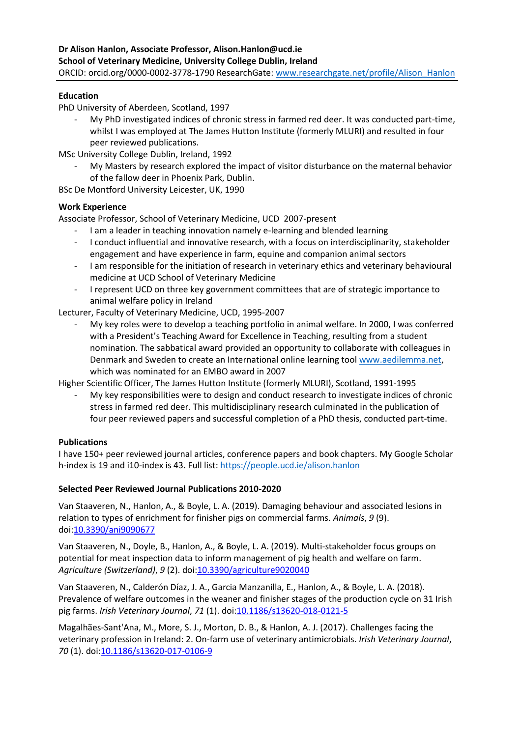**Dr Alison Hanlon, Associate Professor, Alison.Hanlon@ucd.ie**
**School of Veterinary Medicine, University College Dublin, Ireland**
ORCID: orcid.org/0000-0002-3778-1790 ResearchGate: [www.researchgate.net/profile/Alison_Hanlon](www.researchgate.net/profile/Alison_Hanlon)

## Education

PhD University of Aberdeen, Scotland, 1997

- My PhD investigated indices of chronic stress in farmed red deer. It was conducted part-time, whilst I was employed at The James Hutton Institute (formerly MLURI) and resulted in four peer reviewed publications.

MSc University College Dublin, Ireland, 1992

- My Masters by research explored the impact of visitor disturbance on the maternal behavior of the fallow deer in Phoenix Park, Dublin.

BSc De Montford University Leicester, UK, 1990

## Work Experience

Associate Professor, School of Veterinary Medicine, UCD 2007-present

- I am a leader in teaching innovation namely e-learning and blended learning
- I conduct influential and innovative research, with a focus on interdisciplinarity, stakeholder engagement and have experience in farm, equine and companion animal sectors
- I am responsible for the initiation of research in veterinary ethics and veterinary behavioural medicine at UCD School of Veterinary Medicine
- I represent UCD on three key government committees that are of strategic importance to animal welfare policy in Ireland

Lecturer, Faculty of Veterinary Medicine, UCD, 1995-2007

- My key roles were to develop a teaching portfolio in animal welfare. In 2000, I was conferred with a President's Teaching Award for Excellence in Teaching, resulting from a student nomination. The sabbatical award provided an opportunity to collaborate with colleagues in Denmark and Sweden to create an International online learning tool [www.aedilemma.net](www.aedilemma.net), which was nominated for an EMBO award in 2007

Higher Scientific Officer, The James Hutton Institute (formerly MLURI), Scotland, 1991-1995

- My key responsibilities were to design and conduct research to investigate indices of chronic stress in farmed red deer. This multidisciplinary research culminated in the publication of four peer reviewed papers and successful completion of a PhD thesis, conducted part-time.

## Publications

I have 150+ peer reviewed journal articles, conference papers and book chapters. My Google Scholar h-index is 19 and i10-index is 43. Full list: [https://people.ucd.ie/alison.hanlon](https://people.ucd.ie/alison.hanlon)

### Selected Peer Reviewed Journal Publications 2010-2020

Van Staaveren, N., Hanlon, A., & Boyle, L. A. (2019). Damaging behaviour and associated lesions in relation to types of enrichment for finisher pigs on commercial farms. *Animals*, *9* (9). doi:[10.3390/ani9090677](10.3390/ani9090677)

Van Staaveren, N., Doyle, B., Hanlon, A., & Boyle, L. A. (2019). Multi-stakeholder focus groups on potential for meat inspection data to inform management of pig health and welfare on farm. *Agriculture (Switzerland)*, *9* (2). doi:[10.3390/agriculture9020040](10.3390/agriculture9020040)

Van Staaveren, N., Calderón Díaz, J. A., Garcia Manzanilla, E., Hanlon, A., & Boyle, L. A. (2018). Prevalence of welfare outcomes in the weaner and finisher stages of the production cycle on 31 Irish pig farms. *Irish Veterinary Journal*, *71* (1). doi:[10.1186/s13620-018-0121-5](10.1186/s13620-018-0121-5)

Magalhães-Sant'Ana, M., More, S. J., Morton, D. B., & Hanlon, A. J. (2017). Challenges facing the veterinary profession in Ireland: 2. On-farm use of veterinary antimicrobials. *Irish Veterinary Journal*, *70* (1). doi:[10.1186/s13620-017-0106-9](10.1186/s13620-017-0106-9)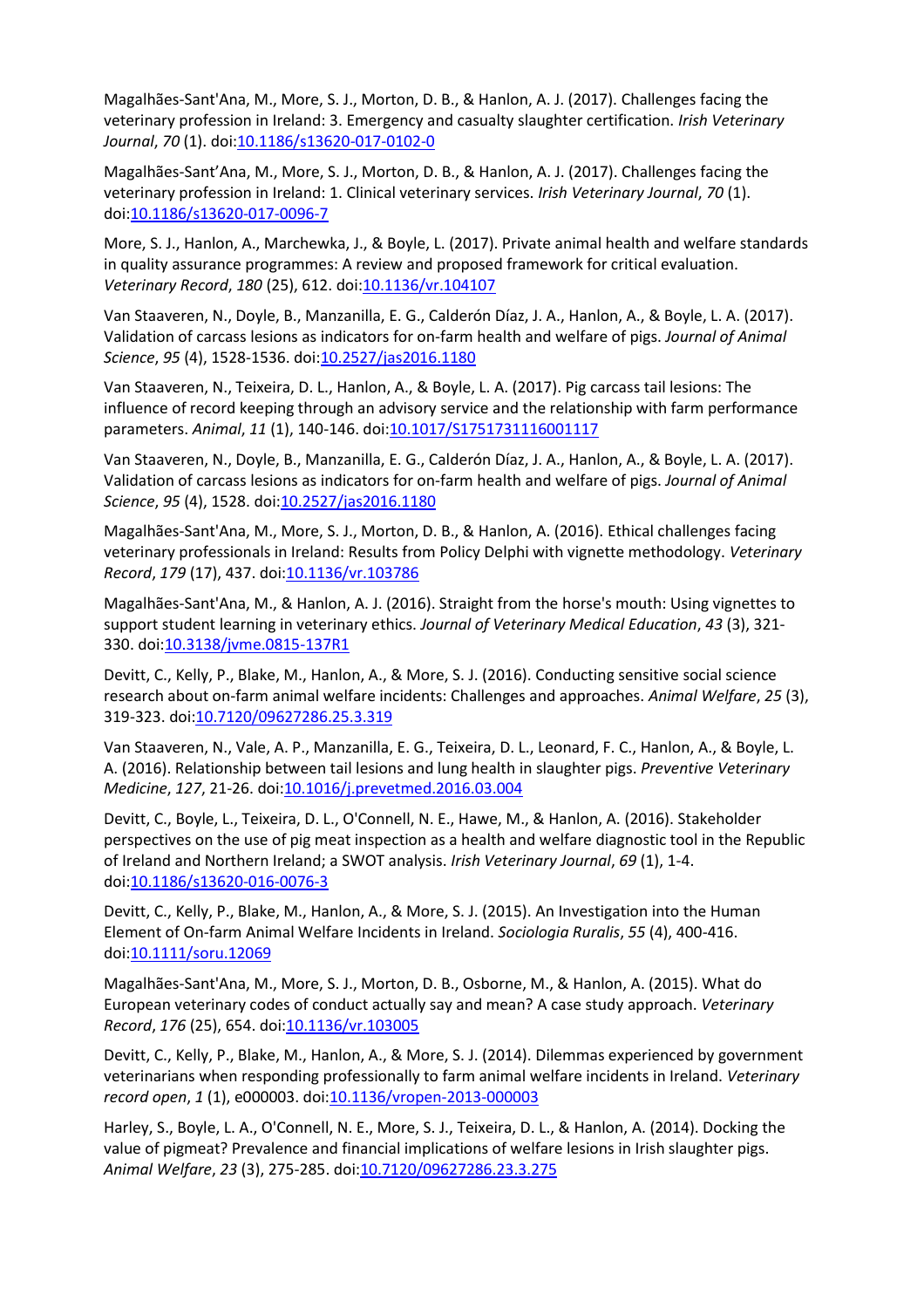Magalhães-Sant'Ana, M., More, S. J., Morton, D. B., & Hanlon, A. J. (2017). Challenges facing the veterinary profession in Ireland: 3. Emergency and casualty slaughter certification. *Irish Veterinary Journal*, *70* (1). doi:10.1186/s13620-017-0102-0

Magalhães-Sant'Ana, M., More, S. J., Morton, D. B., & Hanlon, A. J. (2017). Challenges facing the veterinary profession in Ireland: 1. Clinical veterinary services. *Irish Veterinary Journal*, *70* (1). doi:10.1186/s13620-017-0096-7

More, S. J., Hanlon, A., Marchewka, J., & Boyle, L. (2017). Private animal health and welfare standards in quality assurance programmes: A review and proposed framework for critical evaluation. *Veterinary Record*, *180* (25), 612. doi:10.1136/vr.104107

Van Staaveren, N., Doyle, B., Manzanilla, E. G., Calderón Díaz, J. A., Hanlon, A., & Boyle, L. A. (2017). Validation of carcass lesions as indicators for on-farm health and welfare of pigs. *Journal of Animal Science*, *95* (4), 1528-1536. doi:10.2527/jas2016.1180

Van Staaveren, N., Teixeira, D. L., Hanlon, A., & Boyle, L. A. (2017). Pig carcass tail lesions: The influence of record keeping through an advisory service and the relationship with farm performance parameters. *Animal*, *11* (1), 140-146. doi:10.1017/S1751731116001117

Van Staaveren, N., Doyle, B., Manzanilla, E. G., Calderón Díaz, J. A., Hanlon, A., & Boyle, L. A. (2017). Validation of carcass lesions as indicators for on-farm health and welfare of pigs. *Journal of Animal Science*, *95* (4), 1528. doi:10.2527/jas2016.1180

Magalhães-Sant'Ana, M., More, S. J., Morton, D. B., & Hanlon, A. (2016). Ethical challenges facing veterinary professionals in Ireland: Results from Policy Delphi with vignette methodology. *Veterinary Record*, *179* (17), 437. doi:10.1136/vr.103786

Magalhães-Sant'Ana, M., & Hanlon, A. J. (2016). Straight from the horse's mouth: Using vignettes to support student learning in veterinary ethics. *Journal of Veterinary Medical Education*, *43* (3), 321-330. doi:10.3138/jvme.0815-137R1

Devitt, C., Kelly, P., Blake, M., Hanlon, A., & More, S. J. (2016). Conducting sensitive social science research about on-farm animal welfare incidents: Challenges and approaches. *Animal Welfare*, *25* (3), 319-323. doi:10.7120/09627286.25.3.319

Van Staaveren, N., Vale, A. P., Manzanilla, E. G., Teixeira, D. L., Leonard, F. C., Hanlon, A., & Boyle, L. A. (2016). Relationship between tail lesions and lung health in slaughter pigs. *Preventive Veterinary Medicine*, *127*, 21-26. doi:10.1016/j.prevetmed.2016.03.004

Devitt, C., Boyle, L., Teixeira, D. L., O'Connell, N. E., Hawe, M., & Hanlon, A. (2016). Stakeholder perspectives on the use of pig meat inspection as a health and welfare diagnostic tool in the Republic of Ireland and Northern Ireland; a SWOT analysis. *Irish Veterinary Journal*, *69* (1), 1-4. doi:10.1186/s13620-016-0076-3

Devitt, C., Kelly, P., Blake, M., Hanlon, A., & More, S. J. (2015). An Investigation into the Human Element of On-farm Animal Welfare Incidents in Ireland. *Sociologia Ruralis*, *55* (4), 400-416. doi:10.1111/soru.12069

Magalhães-Sant'Ana, M., More, S. J., Morton, D. B., Osborne, M., & Hanlon, A. (2015). What do European veterinary codes of conduct actually say and mean? A case study approach. *Veterinary Record*, *176* (25), 654. doi:10.1136/vr.103005

Devitt, C., Kelly, P., Blake, M., Hanlon, A., & More, S. J. (2014). Dilemmas experienced by government veterinarians when responding professionally to farm animal welfare incidents in Ireland. *Veterinary record open*, *1* (1), e000003. doi:10.1136/vropen-2013-000003

Harley, S., Boyle, L. A., O'Connell, N. E., More, S. J., Teixeira, D. L., & Hanlon, A. (2014). Docking the value of pigmeat? Prevalence and financial implications of welfare lesions in Irish slaughter pigs. *Animal Welfare*, *23* (3), 275-285. doi:10.7120/09627286.23.3.275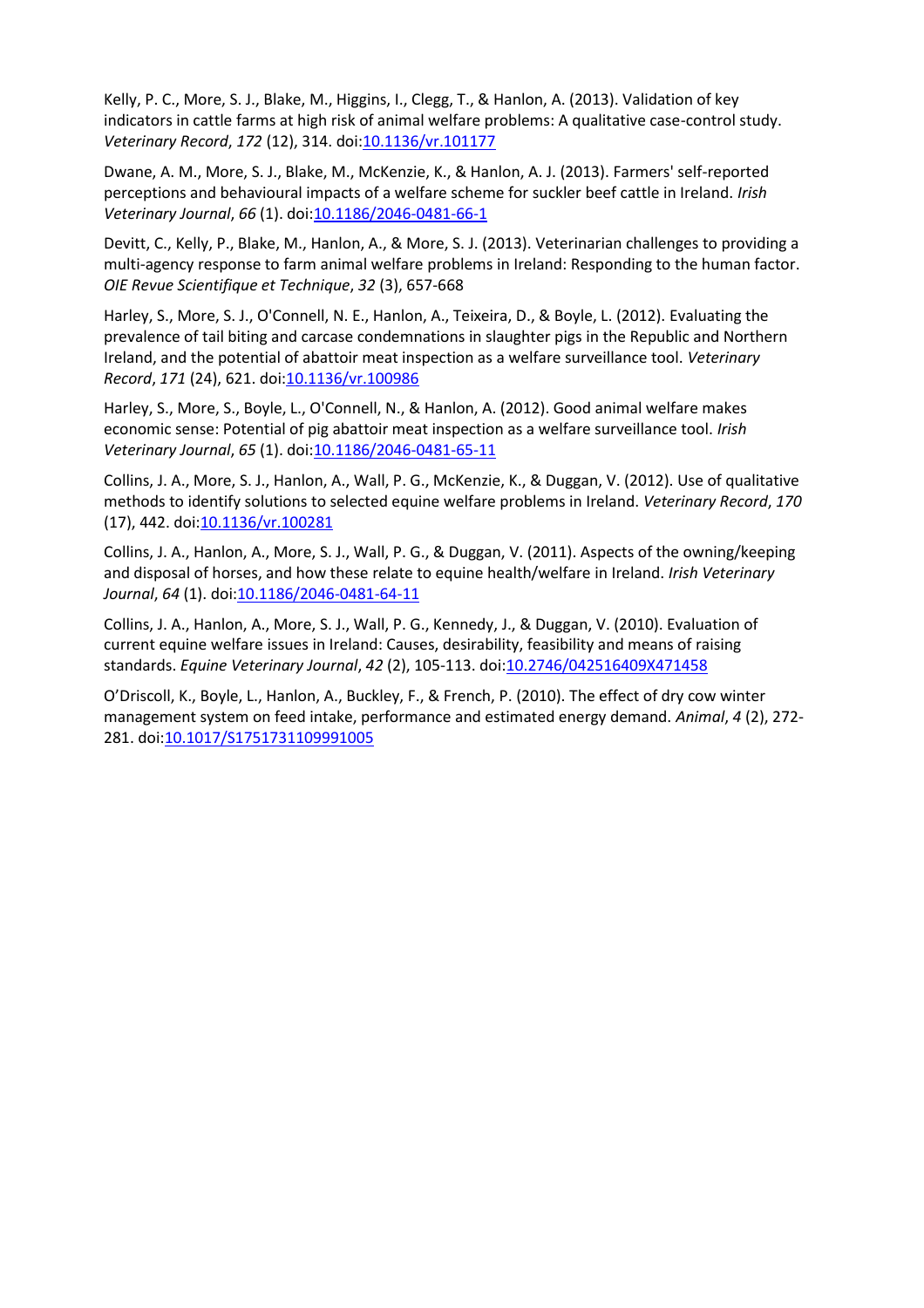Kelly, P. C., More, S. J., Blake, M., Higgins, I., Clegg, T., & Hanlon, A. (2013). Validation of key indicators in cattle farms at high risk of animal welfare problems: A qualitative case-control study. *Veterinary Record*, *172* (12), 314. doi:10.1136/vr.101177

Dwane, A. M., More, S. J., Blake, M., McKenzie, K., & Hanlon, A. J. (2013). Farmers' self-reported perceptions and behavioural impacts of a welfare scheme for suckler beef cattle in Ireland. *Irish Veterinary Journal*, *66* (1). doi:10.1186/2046-0481-66-1

Devitt, C., Kelly, P., Blake, M., Hanlon, A., & More, S. J. (2013). Veterinarian challenges to providing a multi-agency response to farm animal welfare problems in Ireland: Responding to the human factor. *OIE Revue Scientifique et Technique*, *32* (3), 657-668

Harley, S., More, S. J., O'Connell, N. E., Hanlon, A., Teixeira, D., & Boyle, L. (2012). Evaluating the prevalence of tail biting and carcase condemnations in slaughter pigs in the Republic and Northern Ireland, and the potential of abattoir meat inspection as a welfare surveillance tool. *Veterinary Record*, *171* (24), 621. doi:10.1136/vr.100986

Harley, S., More, S., Boyle, L., O'Connell, N., & Hanlon, A. (2012). Good animal welfare makes economic sense: Potential of pig abattoir meat inspection as a welfare surveillance tool. *Irish Veterinary Journal*, *65* (1). doi:10.1186/2046-0481-65-11

Collins, J. A., More, S. J., Hanlon, A., Wall, P. G., McKenzie, K., & Duggan, V. (2012). Use of qualitative methods to identify solutions to selected equine welfare problems in Ireland. *Veterinary Record*, *170* (17), 442. doi:10.1136/vr.100281

Collins, J. A., Hanlon, A., More, S. J., Wall, P. G., & Duggan, V. (2011). Aspects of the owning/keeping and disposal of horses, and how these relate to equine health/welfare in Ireland. *Irish Veterinary Journal*, *64* (1). doi:10.1186/2046-0481-64-11

Collins, J. A., Hanlon, A., More, S. J., Wall, P. G., Kennedy, J., & Duggan, V. (2010). Evaluation of current equine welfare issues in Ireland: Causes, desirability, feasibility and means of raising standards. *Equine Veterinary Journal*, *42* (2), 105-113. doi:10.2746/042516409X471458

O'Driscoll, K., Boyle, L., Hanlon, A., Buckley, F., & French, P. (2010). The effect of dry cow winter management system on feed intake, performance and estimated energy demand. *Animal*, *4* (2), 272-281. doi:10.1017/S1751731109991005